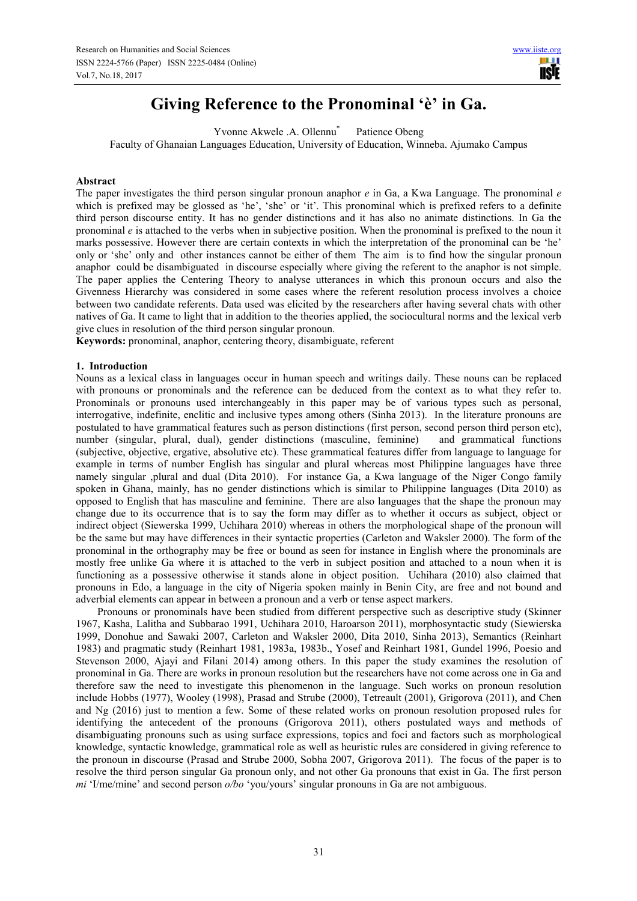# Giving Reference to the Pronominal 'è' in Ga.

Yvonne Akwele .A. Ollennu* Patience Obeng

Faculty of Ghanaian Languages Education, University of Education, Winneba. Ajumako Campus

## Abstract

The paper investigates the third person singular pronoun anaphor *e* in Ga, a Kwa Language. The pronominal *e* which is prefixed may be glossed as 'he', 'she' or 'it'. This pronominal which is prefixed refers to a definite third person discourse entity. It has no gender distinctions and it has also no animate distinctions. In Ga the pronominal *e* is attached to the verbs when in subjective position. When the pronominal is prefixed to the noun it marks possessive. However there are certain contexts in which the interpretation of the pronominal can be 'he' only or 'she' only and other instances cannot be either of them The aim is to find how the singular pronoun anaphor could be disambiguated in discourse especially where giving the referent to the anaphor is not simple. The paper applies the Centering Theory to analyse utterances in which this pronoun occurs and also the Givenness Hierarchy was considered in some cases where the referent resolution process involves a choice between two candidate referents. Data used was elicited by the researchers after having several chats with other natives of Ga. It came to light that in addition to the theories applied, the sociocultural norms and the lexical verb give clues in resolution of the third person singular pronoun.

**Keywords:** pronominal, anaphor, centering theory, disambiguate, referent

## 1. Introduction

Nouns as a lexical class in languages occur in human speech and writings daily. These nouns can be replaced with pronouns or pronominals and the reference can be deduced from the context as to what they refer to. Pronominals or pronouns used interchangeably in this paper may be of various types such as personal, interrogative, indefinite, enclitic and inclusive types among others (Sinha 2013). In the literature pronouns are postulated to have grammatical features such as person distinctions (first person, second person third person etc), number (singular, plural, dual), gender distinctions (masculine, feminine) and grammatical functions (subjective, objective, ergative, absolutive etc). These grammatical features differ from language to language for example in terms of number English has singular and plural whereas most Philippine languages have three namely singular ,plural and dual (Dita 2010). For instance Ga, a Kwa language of the Niger Congo family spoken in Ghana, mainly, has no gender distinctions which is similar to Philippine languages (Dita 2010) as opposed to English that has masculine and feminine. There are also languages that the shape the pronoun may change due to its occurrence that is to say the form may differ as to whether it occurs as subject, object or indirect object (Siewerska 1999, Uchihara 2010) whereas in others the morphological shape of the pronoun will be the same but may have differences in their syntactic properties (Carleton and Waksler 2000). The form of the pronominal in the orthography may be free or bound as seen for instance in English where the pronominals are mostly free unlike Ga where it is attached to the verb in subject position and attached to a noun when it is functioning as a possessive otherwise it stands alone in object position. Uchihara (2010) also claimed that pronouns in Edo, a language in the city of Nigeria spoken mainly in Benin City, are free and not bound and adverbial elements can appear in between a pronoun and a verb or tense aspect markers.

Pronouns or pronominals have been studied from different perspective such as descriptive study (Skinner 1967, Kasha, Lalitha and Subbarao 1991, Uchihara 2010, Haroarson 2011), morphosyntactic study (Siewierska 1999, Donohue and Sawaki 2007, Carleton and Waksler 2000, Dita 2010, Sinha 2013), Semantics (Reinhart 1983) and pragmatic study (Reinhart 1981, 1983a, 1983b., Yosef and Reinhart 1981, Gundel 1996, Poesio and Stevenson 2000, Ajayi and Filani 2014) among others. In this paper the study examines the resolution of pronominal in Ga. There are works in pronoun resolution but the researchers have not come across one in Ga and therefore saw the need to investigate this phenomenon in the language. Such works on pronoun resolution include Hobbs (1977), Wooley (1998), Prasad and Strube (2000), Tetreault (2001), Grigorova (2011), and Chen and Ng (2016) just to mention a few. Some of these related works on pronoun resolution proposed rules for identifying the antecedent of the pronouns (Grigorova 2011), others postulated ways and methods of disambiguating pronouns such as using surface expressions, topics and foci and factors such as morphological knowledge, syntactic knowledge, grammatical role as well as heuristic rules are considered in giving reference to the pronoun in discourse (Prasad and Strube 2000, Sobha 2007, Grigorova 2011). The focus of the paper is to resolve the third person singular Ga pronoun only, and not other Ga pronouns that exist in Ga. The first person *mi* 'I/me/mine' and second person *o/bo* 'you/yours' singular pronouns in Ga are not ambiguous.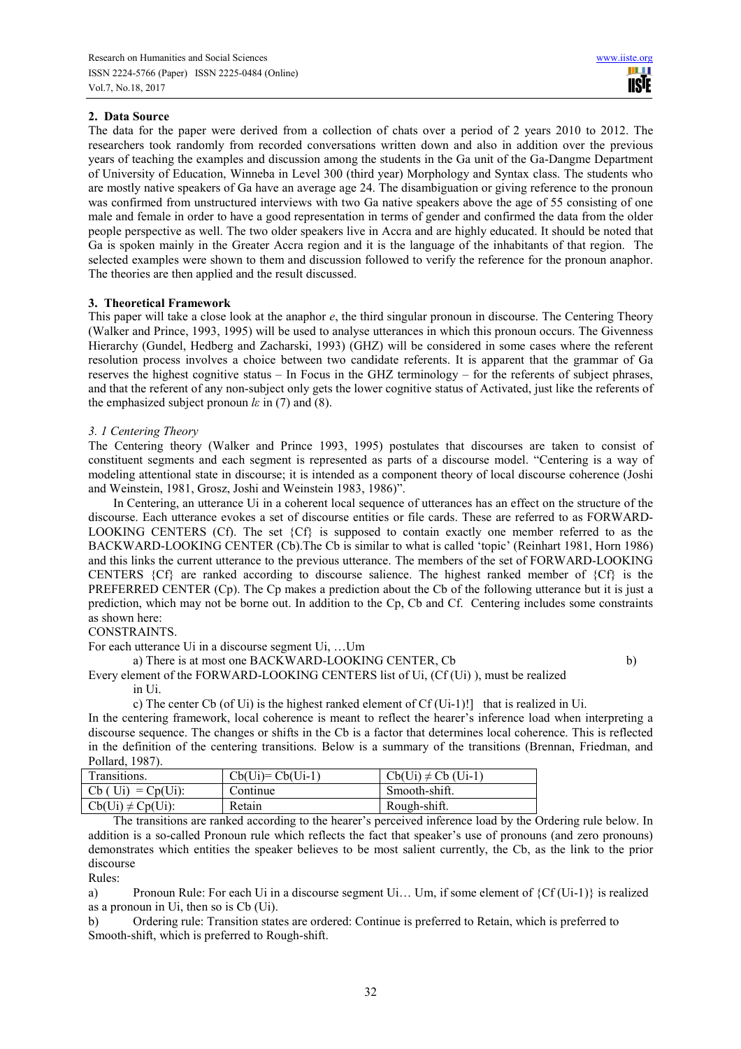## 2. Data Source

The data for the paper were derived from a collection of chats over a period of 2 years 2010 to 2012. The researchers took randomly from recorded conversations written down and also in addition over the previous years of teaching the examples and discussion among the students in the Ga unit of the Ga-Dangme Department of University of Education, Winneba in Level 300 (third year) Morphology and Syntax class. The students who are mostly native speakers of Ga have an average age 24. The disambiguation or giving reference to the pronoun was confirmed from unstructured interviews with two Ga native speakers above the age of 55 consisting of one male and female in order to have a good representation in terms of gender and confirmed the data from the older people perspective as well. The two older speakers live in Accra and are highly educated. It should be noted that Ga is spoken mainly in the Greater Accra region and it is the language of the inhabitants of that region. The selected examples were shown to them and discussion followed to verify the reference for the pronoun anaphor. The theories are then applied and the result discussed.

## 3. Theoretical Framework

This paper will take a close look at the anaphor *e*, the third singular pronoun in discourse. The Centering Theory (Walker and Prince, 1993, 1995) will be used to analyse utterances in which this pronoun occurs. The Givenness Hierarchy (Gundel, Hedberg and Zacharski, 1993) (GHZ) will be considered in some cases where the referent resolution process involves a choice between two candidate referents. It is apparent that the grammar of Ga reserves the highest cognitive status – In Focus in the GHZ terminology – for the referents of subject phrases, and that the referent of any non-subject only gets the lower cognitive status of Activated, just like the referents of the emphasized subject pronoun *lɛ* in (7) and (8).

### *3. 1 Centering Theory*

The Centering theory (Walker and Prince 1993, 1995) postulates that discourses are taken to consist of constituent segments and each segment is represented as parts of a discourse model. "Centering is a way of modeling attentional state in discourse; it is intended as a component theory of local discourse coherence (Joshi and Weinstein, 1981, Grosz, Joshi and Weinstein 1983, 1986)".

In Centering, an utterance Ui in a coherent local sequence of utterances has an effect on the structure of the discourse. Each utterance evokes a set of discourse entities or file cards. These are referred to as FORWARD-LOOKING CENTERS (Cf). The set {Cf} is supposed to contain exactly one member referred to as the BACKWARD-LOOKING CENTER (Cb).The Cb is similar to what is called 'topic' (Reinhart 1981, Horn 1986) and this links the current utterance to the previous utterance. The members of the set of FORWARD-LOOKING CENTERS {Cf} are ranked according to discourse salience. The highest ranked member of {Cf} is the PREFERRED CENTER (Cp). The Cp makes a prediction about the Cb of the following utterance but it is just a prediction, which may not be borne out. In addition to the Cp, Cb and Cf. Centering includes some constraints as shown here:

CONSTRAINTS.

For each utterance Ui in a discourse segment Ui, …Um

a) There is at most one BACKWARD-LOOKING CENTER, Cb

b) Every element of the FORWARD-LOOKING CENTERS list of Ui, (Cf (Ui) ), must be realized in Ui.

c) The center Cb (of Ui) is the highest ranked element of Cf (Ui-1)!] that is realized in Ui.

In the centering framework, local coherence is meant to reflect the hearer's inference load when interpreting a discourse sequence. The changes or shifts in the Cb is a factor that determines local coherence. This is reflected in the definition of the centering transitions. Below is a summary of the transitions (Brennan, Friedman, and Pollard, 1987).

| Transitions. | Cb(Ui)= Cb(Ui-1) | Cb(Ui) ≠ Cb (Ui-1) |
|---|---|---|
| Cb ( Ui) = Cp(Ui): | Continue | Smooth-shift. |
| Cb(Ui) ≠ Cp(Ui): | Retain | Rough-shift. |

The transitions are ranked according to the hearer's perceived inference load by the Ordering rule below. In addition is a so-called Pronoun rule which reflects the fact that speaker's use of pronouns (and zero pronouns) demonstrates which entities the speaker believes to be most salient currently, the Cb, as the link to the prior discourse

Rules:

a) Pronoun Rule: For each Ui in a discourse segment Ui… Um, if some element of {Cf (Ui-1)} is realized as a pronoun in Ui, then so is Cb (Ui).

b) Ordering rule: Transition states are ordered: Continue is preferred to Retain, which is preferred to Smooth-shift, which is preferred to Rough-shift.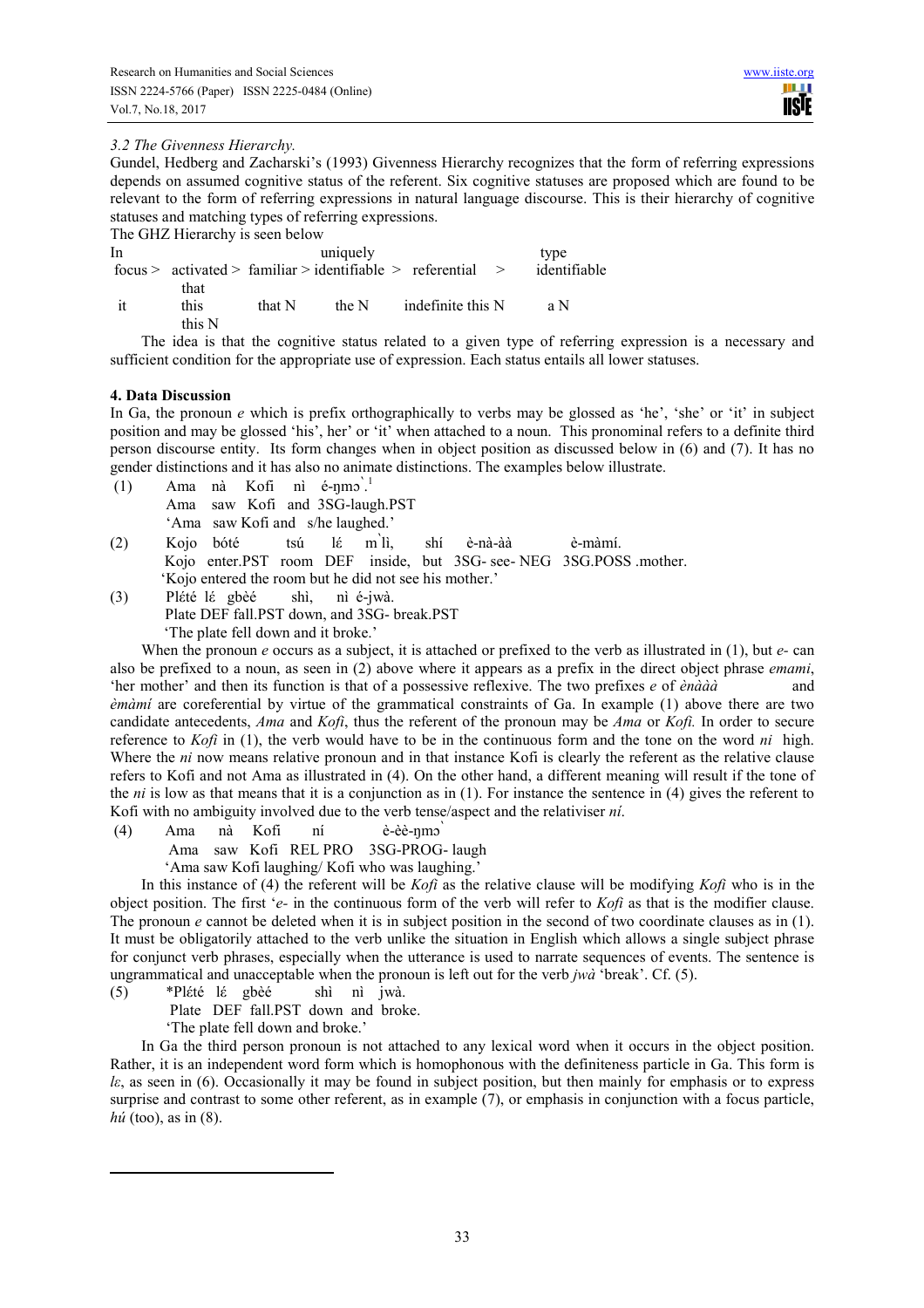### *3.2 The Givenness Hierarchy.*

Gundel, Hedberg and Zacharski's (1993) Givenness Hierarchy recognizes that the form of referring expressions depends on assumed cognitive status of the referent. Six cognitive statuses are proposed which are found to be relevant to the form of referring expressions in natural language discourse. This is their hierarchy of cognitive statuses and matching types of referring expressions.

The GHZ Hierarchy is seen below

| In focus > | activated > | familiar > | uniquely identifiable > | referential > | type identifiable |
|---|---|---|---|---|---|
| it | that this this N | that N | the N | indefinite this N | a N |

The idea is that the cognitive status related to a given type of referring expression is a necessary and sufficient condition for the appropriate use of expression. Each status entails all lower statuses.

## 4. Data Discussion

In Ga, the pronoun *e* which is prefix orthographically to verbs may be glossed as 'he', 'she' or 'it' in subject position and may be glossed 'his', her' or 'it' when attached to a noun. This pronominal refers to a definite third person discourse entity. Its form changes when in object position as discussed below in (6) and (7). It has no gender distinctions and it has also no animate distinctions. The examples below illustrate.

(1) Ama nà Kofi nì é-ŋmɔ̀.[1]
Ama saw Kofi and 3SG-laugh.PST
'Ama saw Kofi and s/he laughed.'

(2) Kojo bóté tsú lɛ́ m̀lì, shí è-nà-àà è-màmí.
Kojo enter.PST room DEF inside, but 3SG- see- NEG 3SG.POSS .mother.
'Kojo entered the room but he did not see his mother.'

(3) Plɛ́té lɛ́ gbèé shì, nì é-jwà.
Plate DEF fall.PST down, and 3SG- break.PST
'The plate fell down and it broke.'

When the pronoun *e* occurs as a subject, it is attached or prefixed to the verb as illustrated in (1), but *e-* can also be prefixed to a noun, as seen in (2) above where it appears as a prefix in the direct object phrase *emami*, 'her mother' and then its function is that of a possessive reflexive. The two prefixes *e* of *ènàà* and *èmàmí* are coreferential by virtue of the grammatical constraints of Ga. In example (1) above there are two candidate antecedents, *Ama* and *Kofi*, thus the referent of the pronoun may be *Ama* or *Kofi.* In order to secure reference to *Kofi* in (1), the verb would have to be in the continuous form and the tone on the word *ni* high. Where the *ni* now means relative pronoun and in that instance Kofi is clearly the referent as the relative clause refers to Kofi and not Ama as illustrated in (4). On the other hand, a different meaning will result if the tone of the *ni* is low as that means that it is a conjunction as in (1). For instance the sentence in (4) gives the referent to Kofi with no ambiguity involved due to the verb tense/aspect and the relativiser *ní*.

(4) Ama nà Kofi ní è-èè-ŋmɔ̀
Ama saw Kofi REL PRO 3SG-PROG- laugh
'Ama saw Kofi laughing/ Kofi who was laughing.'

In this instance of (4) the referent will be *Kofi* as the relative clause will be modifying *Kofi* who is in the object position. The first '*e-* in the continuous form of the verb will refer to *Kofi* as that is the modifier clause. The pronoun *e* cannot be deleted when it is in subject position in the second of two coordinate clauses as in (1). It must be obligatorily attached to the verb unlike the situation in English which allows a single subject phrase for conjunct verb phrases, especially when the utterance is used to narrate sequences of events. The sentence is ungrammatical and unacceptable when the pronoun is left out for the verb *jwà* 'break'. Cf. (5).

(5) *Plɛ́té lɛ́ gbèé shì nì jwà.
Plate DEF fall.PST down and broke.
'The plate fell down and broke.'

In Ga the third person pronoun is not attached to any lexical word when it occurs in the object position. Rather, it is an independent word form which is homophonous with the definiteness particle in Ga. This form is *lɛ*, as seen in (6). Occasionally it may be found in subject position, but then mainly for emphasis or to express surprise and contrast to some other referent, as in example (7), or emphasis in conjunction with a focus particle, *hú* (too), as in (8).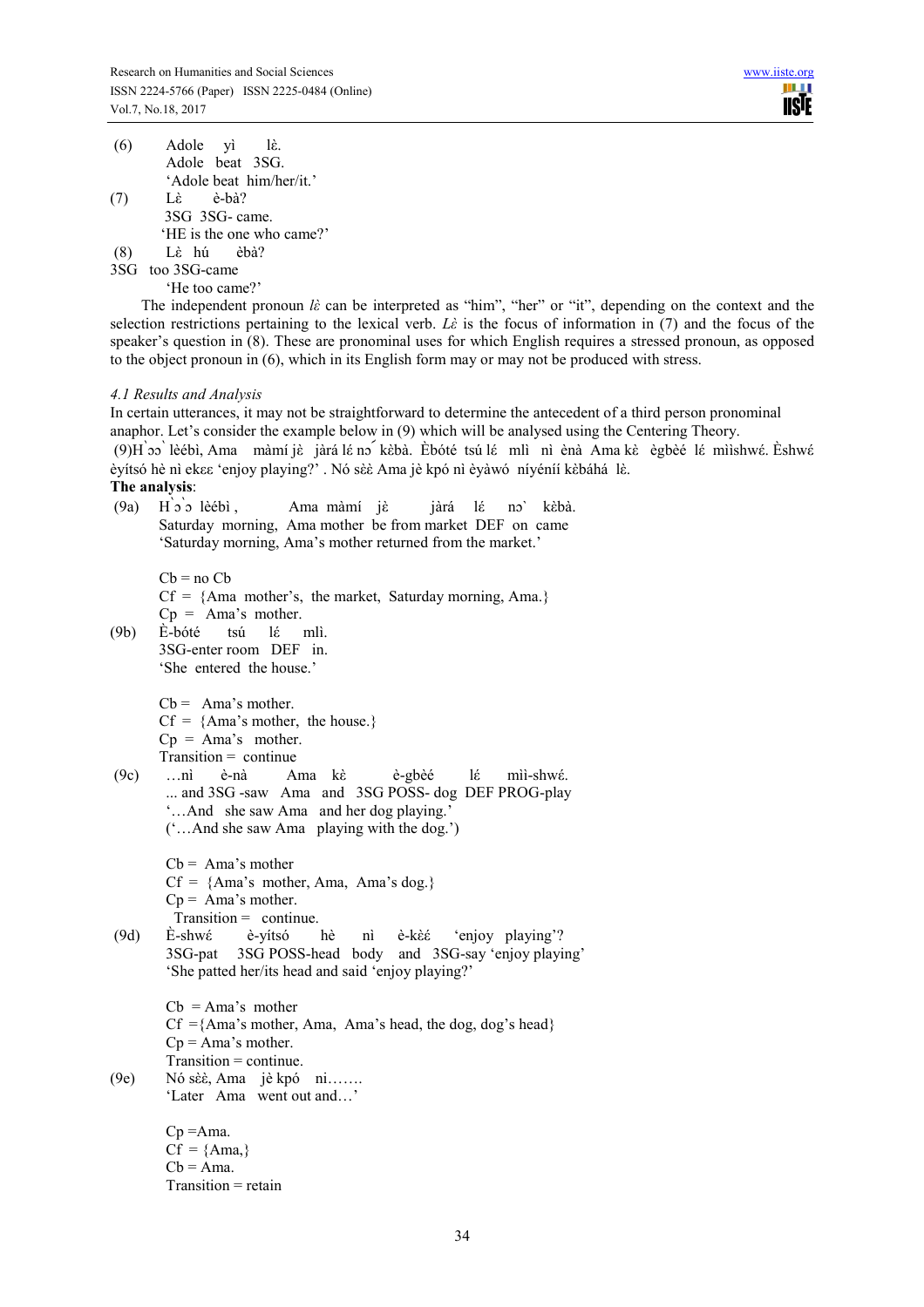(6) Adole yì lɛ̀.
Adole beat 3SG.
'Adole beat him/her/it.'

(7) Lɛ̀ è-bà?
3SG 3SG- came.
'HE is the one who came?'

(8) Lɛ̀ hú èbà?
3SG too 3SG-came
'He too came?'

The independent pronoun *lɛ̀* can be interpreted as "him", "her" or "it", depending on the context and the selection restrictions pertaining to the lexical verb. *Lɛ̀* is the focus of information in (7) and the focus of the speaker's question in (8). These are pronominal uses for which English requires a stressed pronoun, as opposed to the object pronoun in (6), which in its English form may or may not be produced with stress.

*4.1 Results and Analysis*

In certain utterances, it may not be straightforward to determine the antecedent of a third person pronominal anaphor. Let's consider the example below in (9) which will be analysed using the Centering Theory.

(9)Hɔ̀ɔ̀ lèébì, Ama màmí jɛ̀ jàrá lɛ́ nɔ́ kɛ̀bà. Èbóté tsú lɛ́ mlì nì ènà Ama kɛ̀ ègbèé lɛ́ mìishwɛ́. Èshwɛ́ èyítsó hè nì ekɛɛ 'enjoy playing?' . Nó sɛ̀ɛ̀ Ama jè kpó nì èyàwó níyéníí kɛ̀báhá lɛ̀.

**The analysis**:

(9a) Hɔ̀ɔ̀ lèébì , Ama màmí jɛ̀ jàrá lɛ́ nɔ̀ kɛ̀bà.
Saturday morning, Ama mother be from market DEF on came
'Saturday morning, Ama's mother returned from the market.'

Cb = no Cb
Cf = {Ama mother's, the market, Saturday morning, Ama.}
Cp = Ama's mother.

(9b) È-bóté tsú lɛ́ mlì.
3SG-enter room DEF in.
'She entered the house.'

Cb = Ama's mother.
Cf = {Ama's mother, the house.}
Cp = Ama's mother.
Transition = continue

(9c) …nì è-nà Ama kɛ̀ è-gbèé lɛ́ mìi-shwɛ́.
... and 3SG -saw Ama and 3SG POSS- dog DEF PROG-play
'…And she saw Ama and her dog playing.'
('…And she saw Ama playing with the dog.')

Cb = Ama's mother
Cf = {Ama's mother, Ama, Ama's dog.}
Cp = Ama's mother.
Transition = continue.

(9d) È-shwɛ́ è-yítsó hè nì è-kɛ̀ɛ́ 'enjoy playing'?
3SG-pat 3SG POSS-head body and 3SG-say 'enjoy playing'
'She patted her/its head and said 'enjoy playing?'

Cb = Ama's mother
Cf ={Ama's mother, Ama, Ama's head, the dog, dog's head}
Cp = Ama's mother.
Transition = continue.

(9e) Nó sɛ̀ɛ̀, Ama jè kpó ni…….
'Later Ama went out and…'

Cp =Ama.
Cf = {Ama,}
Cb = Ama.
Transition = retain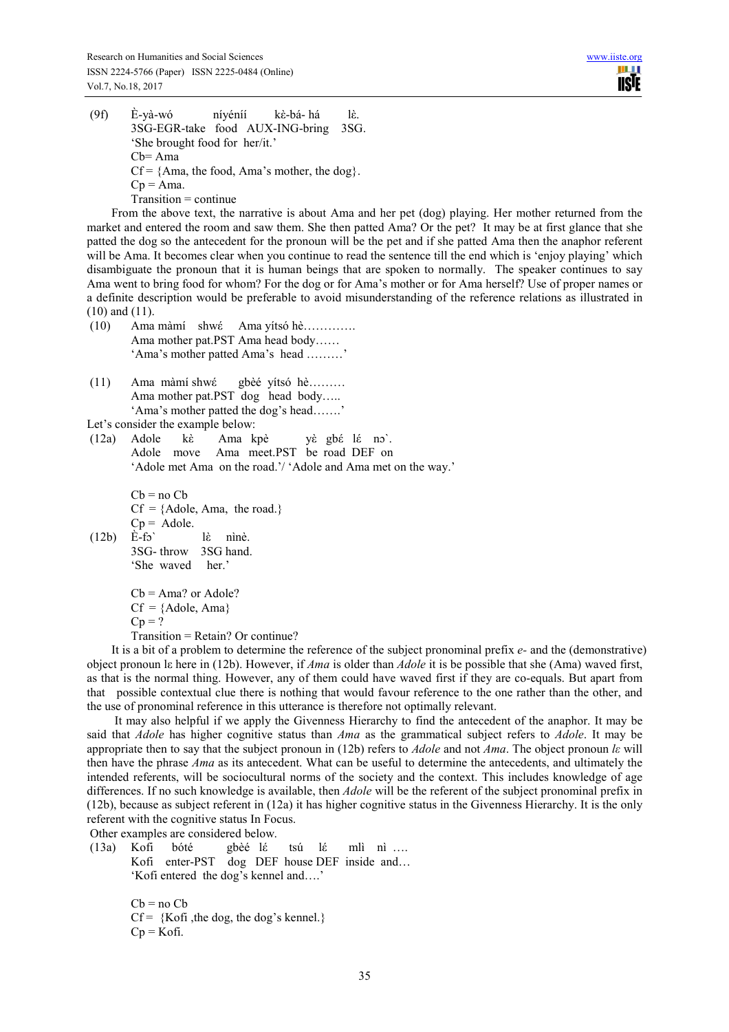(9f) È-yà-wó níyéníí kὲ-bá- há lὲ.
3SG-EGR-take food AUX-ING-bring 3SG.
'She brought food for her/it.'
Cb= Ama
Cf = {Ama, the food, Ama's mother, the dog}.
Cp = Ama.
Transition = continue

From the above text, the narrative is about Ama and her pet (dog) playing. Her mother returned from the market and entered the room and saw them. She then patted Ama? Or the pet? It may be at first glance that she patted the dog so the antecedent for the pronoun will be the pet and if she patted Ama then the anaphor referent will be Ama. It becomes clear when you continue to read the sentence till the end which is 'enjoy playing' which disambiguate the pronoun that it is human beings that are spoken to normally. The speaker continues to say Ama went to bring food for whom? For the dog or for Ama's mother or for Ama herself? Use of proper names or a definite description would be preferable to avoid misunderstanding of the reference relations as illustrated in (10) and (11).

(10) Ama màmí shwέ Ama yítsó hè………….
Ama mother pat.PST Ama head body……
'Ama's mother patted Ama's head ………'

(11) Ama màmí shwέ gbèé yítsó hè………
Ama mother pat.PST dog head body…..
'Ama's mother patted the dog's head…….'

Let's consider the example below:

(12a) Adole kὲ Ama kpè yὲ gbέ lέ nɔ`.
Adole move Ama meet.PST be road DEF on
'Adole met Ama on the road.'/ 'Adole and Ama met on the way.'

Cb = no Cb
Cf = {Adole, Ama, the road.}
Cp = Adole.

(12b) È-fɔ` lὲ nìnè.
3SG- throw 3SG hand.
'She waved her.'

Cb = Ama? or Adole?
Cf = {Adole, Ama}
Cp = ?
Transition = Retain? Or continue?

It is a bit of a problem to determine the reference of the subject pronominal prefix *e-* and the (demonstrative) object pronoun lɛ here in (12b). However, if *Ama* is older than *Adole* it is be possible that she (Ama) waved first, as that is the normal thing. However, any of them could have waved first if they are co-equals. But apart from that possible contextual clue there is nothing that would favour reference to the one rather than the other, and the use of pronominal reference in this utterance is therefore not optimally relevant.

It may also helpful if we apply the Givenness Hierarchy to find the antecedent of the anaphor. It may be said that *Adole* has higher cognitive status than *Ama* as the grammatical subject refers to *Adole*. It may be appropriate then to say that the subject pronoun in (12b) refers to *Adole* and not *Ama*. The object pronoun *lɛ* will then have the phrase *Ama* as its antecedent. What can be useful to determine the antecedents, and ultimately the intended referents, will be sociocultural norms of the society and the context. This includes knowledge of age differences. If no such knowledge is available, then *Adole* will be the referent of the subject pronominal prefix in (12b), because as subject referent in (12a) it has higher cognitive status in the Givenness Hierarchy. It is the only referent with the cognitive status In Focus.

Other examples are considered below.

(13a) Kofi bóté gbèé lέ tsú lέ mlì nì ….
Kofi enter-PST dog DEF house DEF inside and…
'Kofi entered the dog's kennel and….'

Cb = no Cb
Cf = {Kofi ,the dog, the dog's kennel.}
Cp = Kofi.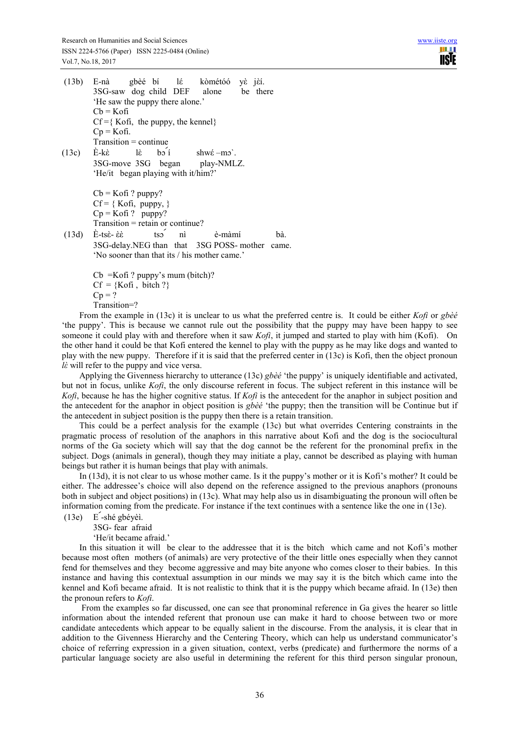(13b) E-nà gbèé bí lɛ́ kòmétóó yɛ̀ jɛ̀í.
3SG-saw dog child DEF alone be there
'He saw the puppy there alone.'
Cb = Kofi
Cf ={ Kofi, the puppy, the kennel}
Cp = Kofi.
Transition = continue

(13c) È-kɛ̀ lɛ̀ bɔ́í shwɛ́ –mɔ̀.
3SG-move 3SG began play-NMLZ.
'He/it began playing with it/him?'

Cb = Kofi ? puppy?
Cf = { Kofi, puppy, }
Cp = Kofi ? puppy?
Transition = retain or continue?

(13d) È-tsɛ̀- ɛ̀ɛ̀ tsɔ́ nì è-màmí bà.
3SG-delay.NEG than that 3SG POSS- mother came.
'No sooner than that its / his mother came.'

Cb =Kofi ? puppy's mum (bitch)?
Cf = {Kofi , bitch ?}
Cp = ?
Transition=?

From the example in (13c) it is unclear to us what the preferred centre is. It could be either *Kofi* or *gbèé* 'the puppy'. This is because we cannot rule out the possibility that the puppy may have been happy to see someone it could play with and therefore when it saw *Kofi*, it jumped and started to play with him (Kofi). On the other hand it could be that Kofi entered the kennel to play with the puppy as he may like dogs and wanted to play with the new puppy. Therefore if it is said that the preferred center in (13c) is Kofi, then the object pronoun *lɛ̀* will refer to the puppy and vice versa.

Applying the Givenness hierarchy to utterance (13c) *gbèé* 'the puppy' is uniquely identifiable and activated, but not in focus, unlike *Kofi*, the only discourse referent in focus. The subject referent in this instance will be *Kofi*, because he has the higher cognitive status. If *Kofi* is the antecedent for the anaphor in subject position and the antecedent for the anaphor in object position is *gbèé* 'the puppy; then the transition will be Continue but if the antecedent in subject position is the puppy then there is a retain transition.

This could be a perfect analysis for the example (13c) but what overrides Centering constraints in the pragmatic process of resolution of the anaphors in this narrative about Kofi and the dog is the sociocultural norms of the Ga society which will say that the dog cannot be the referent for the pronominal prefix in the subject. Dogs (animals in general), though they may initiate a play, cannot be described as playing with human beings but rather it is human beings that play with animals.

In (13d), it is not clear to us whose mother came. Is it the puppy's mother or it is Kofi's mother? It could be either. The addressee's choice will also depend on the reference assigned to the previous anaphors (pronouns both in subject and object positions) in (13c). What may help also us in disambiguating the pronoun will often be information coming from the predicate. For instance if the text continues with a sentence like the one in (13e).

(13e) É-shé gbéyèì.
3SG- fear afraid
'He/it became afraid.'

In this situation it will be clear to the addressee that it is the bitch which came and not Kofi's mother because most often mothers (of animals) are very protective of the their little ones especially when they cannot fend for themselves and they become aggressive and may bite anyone who comes closer to their babies. In this instance and having this contextual assumption in our minds we may say it is the bitch which came into the kennel and Kofi became afraid. It is not realistic to think that it is the puppy which became afraid. In (13e) then the pronoun refers to *Kofi*.

From the examples so far discussed, one can see that pronominal reference in Ga gives the hearer so little information about the intended referent that pronoun use can make it hard to choose between two or more candidate antecedents which appear to be equally salient in the discourse. From the analysis, it is clear that in addition to the Givenness Hierarchy and the Centering Theory, which can help us understand communicator's choice of referring expression in a given situation, context, verbs (predicate) and furthermore the norms of a particular language society are also useful in determining the referent for this third person singular pronoun,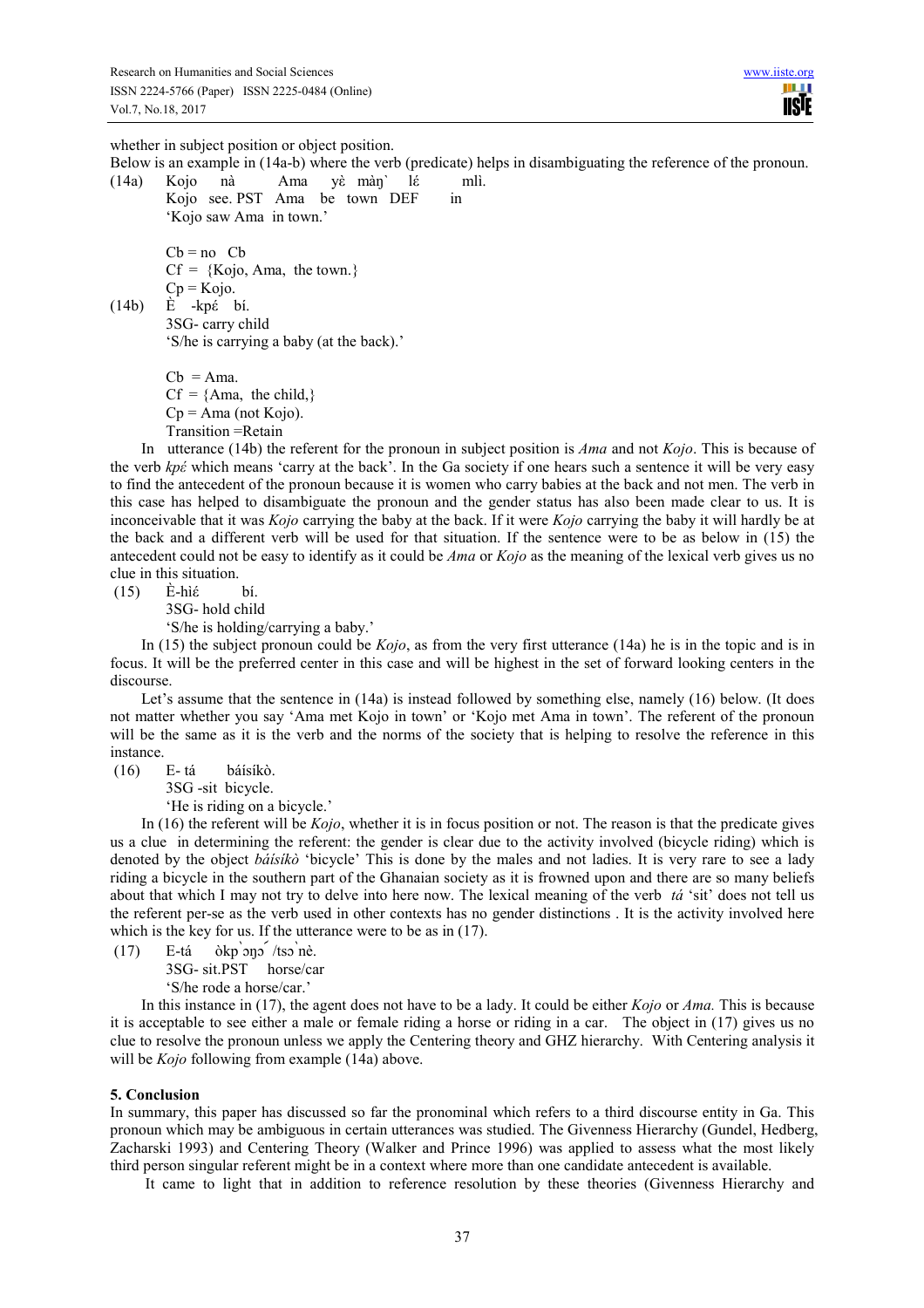whether in subject position or object position.

Below is an example in (14a-b) where the verb (predicate) helps in disambiguating the reference of the pronoun.

(14a) Kojo nà Ama yɛ̀ màŋ` lɛ́ mlì.
Kojo see. PST Ama be town DEF in
'Kojo saw Ama in town.'

Cb = no Cb
Cf = {Kojo, Ama, the town.}
Cp = Kojo.

(14b) È -kpɛ́ bí.
3SG- carry child
'S/he is carrying a baby (at the back).'

Cb = Ama.
Cf = {Ama, the child,}
Cp = Ama (not Kojo).
Transition =Retain

In utterance (14b) the referent for the pronoun in subject position is *Ama* and not *Kojo*. This is because of the verb *kpɛ́* which means 'carry at the back'. In the Ga society if one hears such a sentence it will be very easy to find the antecedent of the pronoun because it is women who carry babies at the back and not men. The verb in this case has helped to disambiguate the pronoun and the gender status has also been made clear to us. It is inconceivable that it was *Kojo* carrying the baby at the back. If it were *Kojo* carrying the baby it will hardly be at the back and a different verb will be used for that situation. If the sentence were to be as below in (15) the antecedent could not be easy to identify as it could be *Ama* or *Kojo* as the meaning of the lexical verb gives us no clue in this situation.

(15) È-hìɛ́ bí.
3SG- hold child
'S/he is holding/carrying a baby.'

In (15) the subject pronoun could be *Kojo*, as from the very first utterance (14a) he is in the topic and is in focus. It will be the preferred center in this case and will be highest in the set of forward looking centers in the discourse.

Let's assume that the sentence in (14a) is instead followed by something else, namely (16) below. (It does not matter whether you say 'Ama met Kojo in town' or 'Kojo met Ama in town'. The referent of the pronoun will be the same as it is the verb and the norms of the society that is helping to resolve the reference in this instance.

(16) E- tá báísíkò.
3SG -sit bicycle.
'He is riding on a bicycle.'

In (16) the referent will be *Kojo*, whether it is in focus position or not. The reason is that the predicate gives us a clue in determining the referent: the gender is clear due to the activity involved (bicycle riding) which is denoted by the object *báísíkò* 'bicycle' This is done by the males and not ladies. It is very rare to see a lady riding a bicycle in the southern part of the Ghanaian society as it is frowned upon and there are so many beliefs about that which I may not try to delve into here now. The lexical meaning of the verb *tá* 'sit' does not tell us the referent per-se as the verb used in other contexts has no gender distinctions . It is the activity involved here which is the key for us. If the utterance were to be as in (17).

(17) E-tá òkp`ɔŋɔ´ /tsɔ`nè.
3SG- sit.PST horse/car
'S/he rode a horse/car.'

In this instance in (17), the agent does not have to be a lady. It could be either *Kojo* or *Ama.* This is because it is acceptable to see either a male or female riding a horse or riding in a car. The object in (17) gives us no clue to resolve the pronoun unless we apply the Centering theory and GHZ hierarchy. With Centering analysis it will be *Kojo* following from example (14a) above.

## 5. Conclusion

In summary, this paper has discussed so far the pronominal which refers to a third discourse entity in Ga. This pronoun which may be ambiguous in certain utterances was studied. The Givenness Hierarchy (Gundel, Hedberg, Zacharski 1993) and Centering Theory (Walker and Prince 1996) was applied to assess what the most likely third person singular referent might be in a context where more than one candidate antecedent is available.

It came to light that in addition to reference resolution by these theories (Givenness Hierarchy and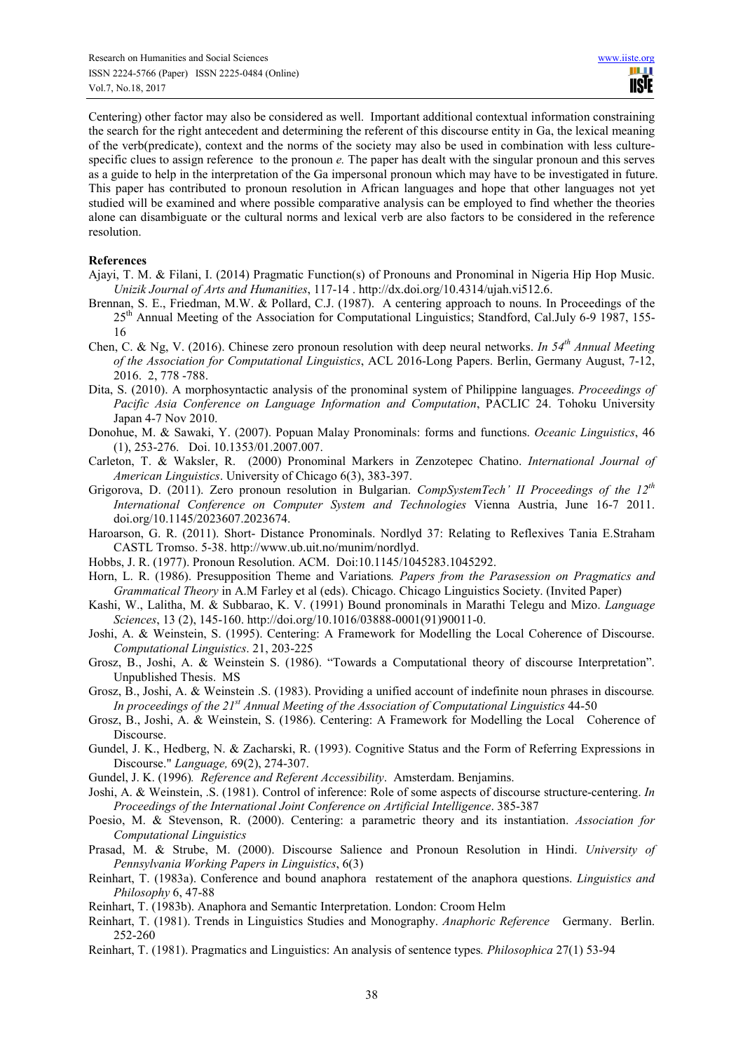Centering) other factor may also be considered as well. Important additional contextual information constraining the search for the right antecedent and determining the referent of this discourse entity in Ga, the lexical meaning of the verb(predicate), context and the norms of the society may also be used in combination with less culture-specific clues to assign reference to the pronoun *e.* The paper has dealt with the singular pronoun and this serves as a guide to help in the interpretation of the Ga impersonal pronoun which may have to be investigated in future. This paper has contributed to pronoun resolution in African languages and hope that other languages not yet studied will be examined and where possible comparative analysis can be employed to find whether the theories alone can disambiguate or the cultural norms and lexical verb are also factors to be considered in the reference resolution.

**References**

Ajayi, T. M. & Filani, I. (2014) Pragmatic Function(s) of Pronouns and Pronominal in Nigeria Hip Hop Music. *Unizik Journal of Arts and Humanities*, 117-14 . http://dx.doi.org/10.4314/ujah.vi512.6.

Brennan, S. E., Friedman, M.W. & Pollard, C.J. (1987). A centering approach to nouns. In Proceedings of the 25th Annual Meeting of the Association for Computational Linguistics; Standford, Cal.July 6-9 1987, 155-16

Chen, C. & Ng, V. (2016). Chinese zero pronoun resolution with deep neural networks. *In 54th Annual Meeting of the Association for Computational Linguistics*, ACL 2016-Long Papers. Berlin, Germany August, 7-12, 2016. 2, 778 -788.

Dita, S. (2010). A morphosyntactic analysis of the pronominal system of Philippine languages. *Proceedings of Pacific Asia Conference on Language Information and Computation*, PACLIC 24. Tohoku University Japan 4-7 Nov 2010.

Donohue, M. & Sawaki, Y. (2007). Popuan Malay Pronominals: forms and functions. *Oceanic Linguistics*, 46 (1), 253-276. Doi. 10.1353/01.2007.007.

Carleton, T. & Waksler, R. (2000) Pronominal Markers in Zenzotepec Chatino. *International Journal of American Linguistics*. University of Chicago 6(3), 383-397.

Grigorova, D. (2011). Zero pronoun resolution in Bulgarian. *CompSystemTech' II Proceedings of the 12th International Conference on Computer System and Technologies* Vienna Austria, June 16-7 2011. doi.org/10.1145/2023607.2023674.

Haroarson, G. R. (2011). Short- Distance Pronominals. Nordlyd 37: Relating to Reflexives Tania E.Straham CASTL Tromso. 5-38. http://www.ub.uit.no/munim/nordlyd.

Hobbs, J. R. (1977). Pronoun Resolution. ACM. Doi:10.1145/1045283.1045292.

Horn, L. R. (1986). Presupposition Theme and Variations*. Papers from the Parasession on Pragmatics and Grammatical Theory* in A.M Farley et al (eds). Chicago. Chicago Linguistics Society. (Invited Paper)

Kashi, W., Lalitha, M. & Subbarao, K. V. (1991) Bound pronominals in Marathi Telegu and Mizo. *Language Sciences*, 13 (2), 145-160. http://doi.org/10.1016/03888-0001(91)90011-0.

Joshi, A. & Weinstein, S. (1995). Centering: A Framework for Modelling the Local Coherence of Discourse. *Computational Linguistics*. 21, 203-225

Grosz, B., Joshi, A. & Weinstein S. (1986). "Towards a Computational theory of discourse Interpretation". Unpublished Thesis. MS

Grosz, B., Joshi, A. & Weinstein .S. (1983). Providing a unified account of indefinite noun phrases in discourse*. In proceedings of the 21st Annual Meeting of the Association of Computational Linguistics* 44-50

Grosz, B., Joshi, A. & Weinstein, S. (1986). Centering: A Framework for Modelling the Local Coherence of Discourse.

Gundel, J. K., Hedberg, N. & Zacharski, R. (1993). Cognitive Status and the Form of Referring Expressions in Discourse." *Language,* 69(2), 274-307.

Gundel, J. K. (1996)*. Reference and Referent Accessibility*. Amsterdam. Benjamins.

Joshi, A. & Weinstein, .S. (1981). Control of inference: Role of some aspects of discourse structure-centering. *In Proceedings of the International Joint Conference on Artificial Intelligence*. 385-387

Poesio, M. & Stevenson, R. (2000). Centering: a parametric theory and its instantiation. *Association for Computational Linguistics*

Prasad, M. & Strube, M. (2000). Discourse Salience and Pronoun Resolution in Hindi. *University of Pennsylvania Working Papers in Linguistics*, 6(3)

Reinhart, T. (1983a). Conference and bound anaphora restatement of the anaphora questions. *Linguistics and Philosophy* 6, 47-88

Reinhart, T. (1983b). Anaphora and Semantic Interpretation. London: Croom Helm

Reinhart, T. (1981). Trends in Linguistics Studies and Monography. *Anaphoric Reference* Germany. Berlin. 252-260

Reinhart, T. (1981). Pragmatics and Linguistics: An analysis of sentence types*. Philosophica* 27(1) 53-94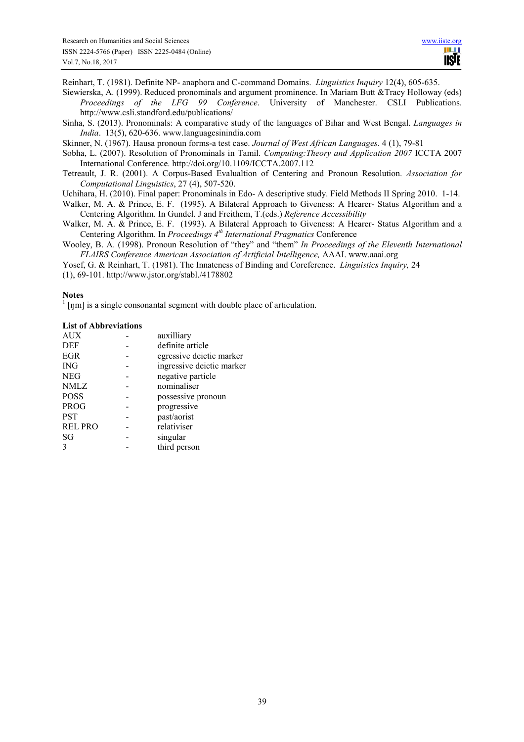Reinhart, T. (1981). Definite NP- anaphora and C-command Domains. *Linguistics Inquiry* 12(4), 605-635.

Siewierska, A. (1999). Reduced pronominals and argument prominence. In Mariam Butt &Tracy Holloway (eds) *Proceedings of the LFG 99 Conference*. University of Manchester. CSLI Publications. http://www.csli.standford.edu/publications/

Sinha, S. (2013). Pronominals: A comparative study of the languages of Bihar and West Bengal. *Languages in India*. 13(5), 620-636. www.languagesinindia.com

Skinner, N. (1967). Hausa pronoun forms-a test case. *Journal of West African Languages*. 4 (1), 79-81

Sobha, L. (2007). Resolution of Pronominals in Tamil. *Computing:Theory and Application 2007* ICCTA 2007 International Conference. http://doi.org/10.1109/ICCTA.2007.112

Tetreault, J. R. (2001). A Corpus-Based Evalualtion of Centering and Pronoun Resolution. *Association for Computational Linguistics*, 27 (4), 507-520.

Uchihara, H. (2010). Final paper: Pronominals in Edo- A descriptive study. Field Methods II Spring 2010. 1-14.

Walker, M. A. & Prince, E. F. (1995). A Bilateral Approach to Giveness: A Hearer- Status Algorithm and a Centering Algorithm. In Gundel. J and Freithem, T.(eds.) *Reference Accessibility*

Walker, M. A. & Prince, E. F. (1993). A Bilateral Approach to Giveness: A Hearer- Status Algorithm and a Centering Algorithm. In *Proceedings 4th International Pragmatics* Conference

Wooley, B. A. (1998). Pronoun Resolution of "they" and "them" *In Proceedings of the Eleventh International FLAIRS Conference American Association of Artificial Intelligence,* AAAI. www.aaai.org

Yosef, G. & Reinhart, T. (1981). The Innateness of Binding and Coreference. *Linguistics Inquiry,* 24 (1), 69-101. http://www.jstor.org/stabl./4178802

**Notes**

[1] [ŋm] is a single consonantal segment with double place of articulation.

**List of Abbreviations**

| | | |
|---|---|---|
| AUX | - | auxilliary |
| DEF | - | definite article |
| EGR | - | egressive deictic marker |
| ING | - | ingressive deictic marker |
| NEG | - | negative particle |
| NMLZ | - | nominaliser |
| POSS | - | possessive pronoun |
| PROG | - | progressive |
| PST | - | past/aorist |
| REL PRO | - | relativiser |
| SG | - | singular |
| 3 | - | third person |